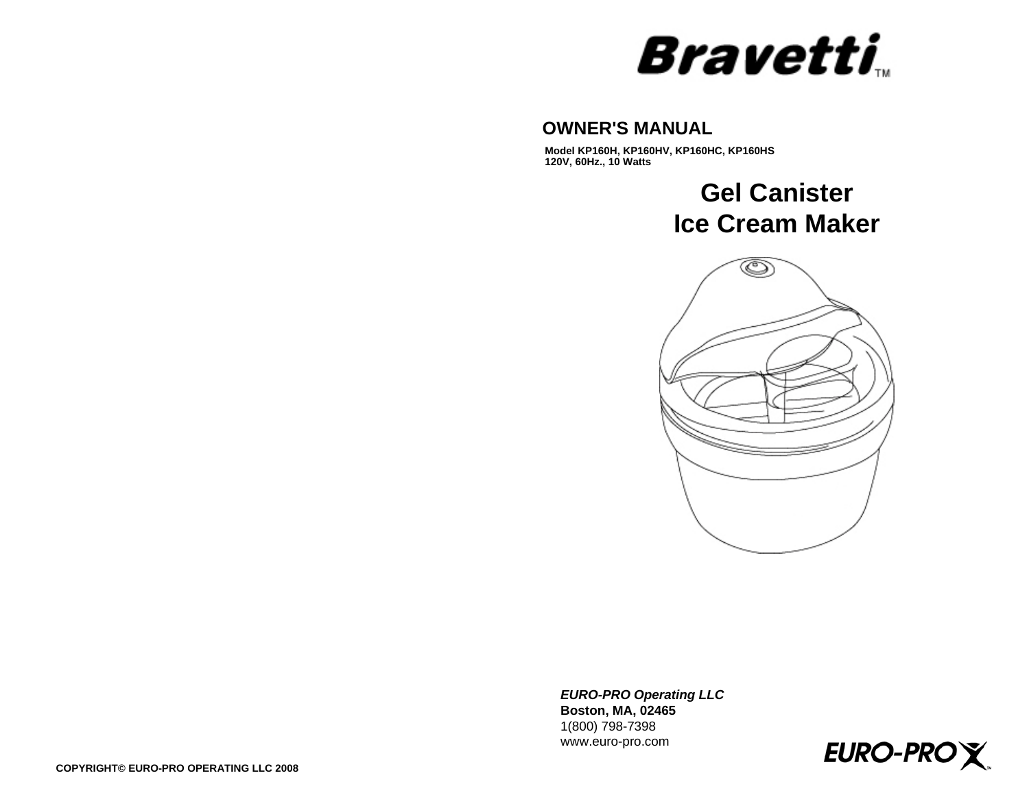# Bravetti™

## OWNER'S MANUAL

**Model KP160H, KP160HV, KP160HC, KP160HS**
**120V, 60Hz., 10 Watts**

# Gel Canister Ice Cream Maker

***EURO-PRO Operating LLC***
**Boston, MA, 02465**
1(800) 798-7398
www.euro-pro.com

EURO-PRO

**COPYRIGHT© EURO-PRO OPERATING LLC 2008**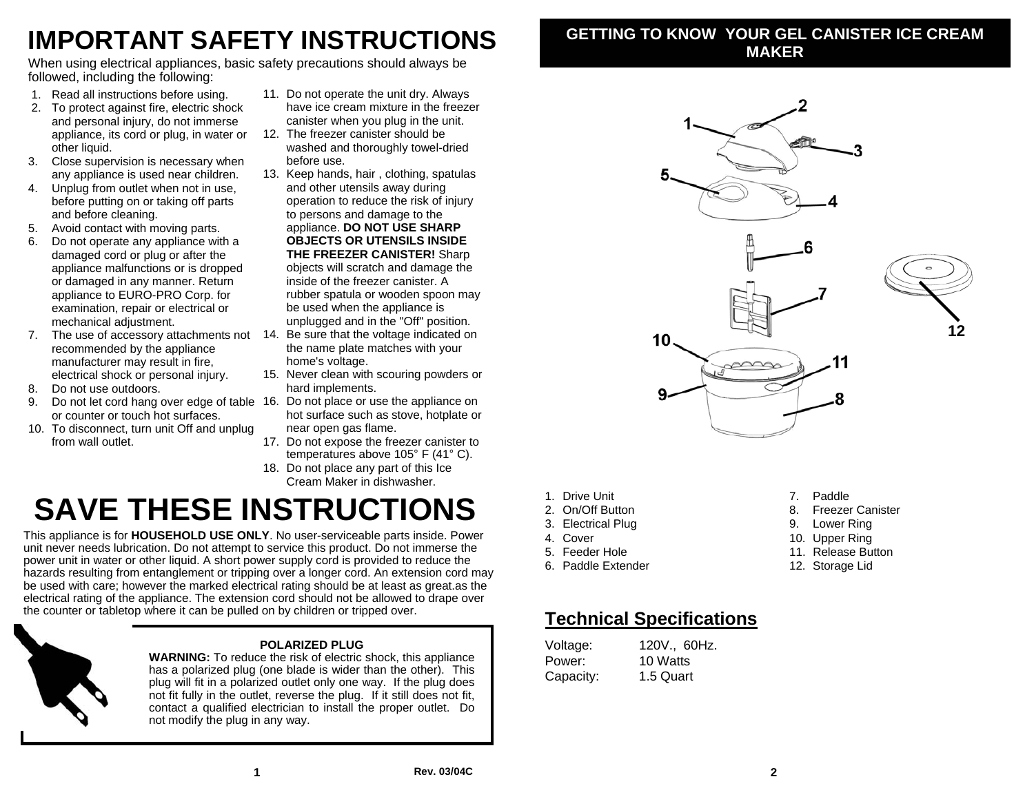# IMPORTANT SAFETY INSTRUCTIONS

When using electrical appliances, basic safety precautions should always be followed, including the following:

1. Read all instructions before using.
2. To protect against fire, electric shock and personal injury, do not immerse appliance, its cord or plug, in water or other liquid.
3. Close supervision is necessary when any appliance is used near children.
4. Unplug from outlet when not in use, before putting on or taking off parts and before cleaning.
5. Avoid contact with moving parts.
6. Do not operate any appliance with a damaged cord or plug or after the appliance malfunctions or is dropped or damaged in any manner. Return appliance to EURO-PRO Corp. for examination, repair or electrical or mechanical adjustment.
7. The use of accessory attachments not recommended by the appliance manufacturer may result in fire, electrical shock or personal injury.
8. Do not use outdoors.
9. Do not let cord hang over edge of table or counter or touch hot surfaces.
10. To disconnect, turn unit Off and unplug from wall outlet.
11. Do not operate the unit dry. Always have ice cream mixture in the freezer canister when you plug in the unit.
12. The freezer canister should be washed and thoroughly towel-dried before use.
13. Keep hands, hair , clothing, spatulas and other utensils away during operation to reduce the risk of injury to persons and damage to the appliance. **DO NOT USE SHARP OBJECTS OR UTENSILS INSIDE THE FREEZER CANISTER!** Sharp objects will scratch and damage the inside of the freezer canister. A rubber spatula or wooden spoon may be used when the appliance is unplugged and in the "Off" position.
14. Be sure that the voltage indicated on the name plate matches with your home's voltage.
15. Never clean with scouring powders or hard implements.
16. Do not place or use the appliance on hot surface such as stove, hotplate or near open gas flame.
17. Do not expose the freezer canister to temperatures above 105° F (41° C).
18. Do not place any part of this Ice Cream Maker in dishwasher.

# SAVE THESE INSTRUCTIONS

This appliance is for **HOUSEHOLD USE ONLY**. No user-serviceable parts inside. Power unit never needs lubrication. Do not attempt to service this product. Do not immerse the power unit in water or other liquid. A short power supply cord is provided to reduce the hazards resulting from entanglement or tripping over a longer cord. An extension cord may be used with care; however the marked electrical rating should be at least as great.as the electrical rating of the appliance. The extension cord should not be allowed to drape over the counter or tabletop where it can be pulled on by children or tripped over.

**POLARIZED PLUG**

**WARNING:** To reduce the risk of electric shock, this appliance has a polarized plug (one blade is wider than the other). This plug will fit in a polarized outlet only one way. If the plug does not fit fully in the outlet, reverse the plug. If it still does not fit, contact a qualified electrician to install the proper outlet. Do not modify the plug in any way.

Rev. 03/04C

## GETTING TO KNOW YOUR GEL CANISTER ICE CREAM MAKER

1. Drive Unit
2. On/Off Button
3. Electrical Plug
4. Cover
5. Feeder Hole
6. Paddle Extender
7. Paddle
8. Freezer Canister
9. Lower Ring
10. Upper Ring
11. Release Button
12. Storage Lid

## Technical Specifications

| | |
|---|---|
| Voltage: | 120V., 60Hz. |
| Power: | 10 Watts |
| Capacity: | 1.5 Quart |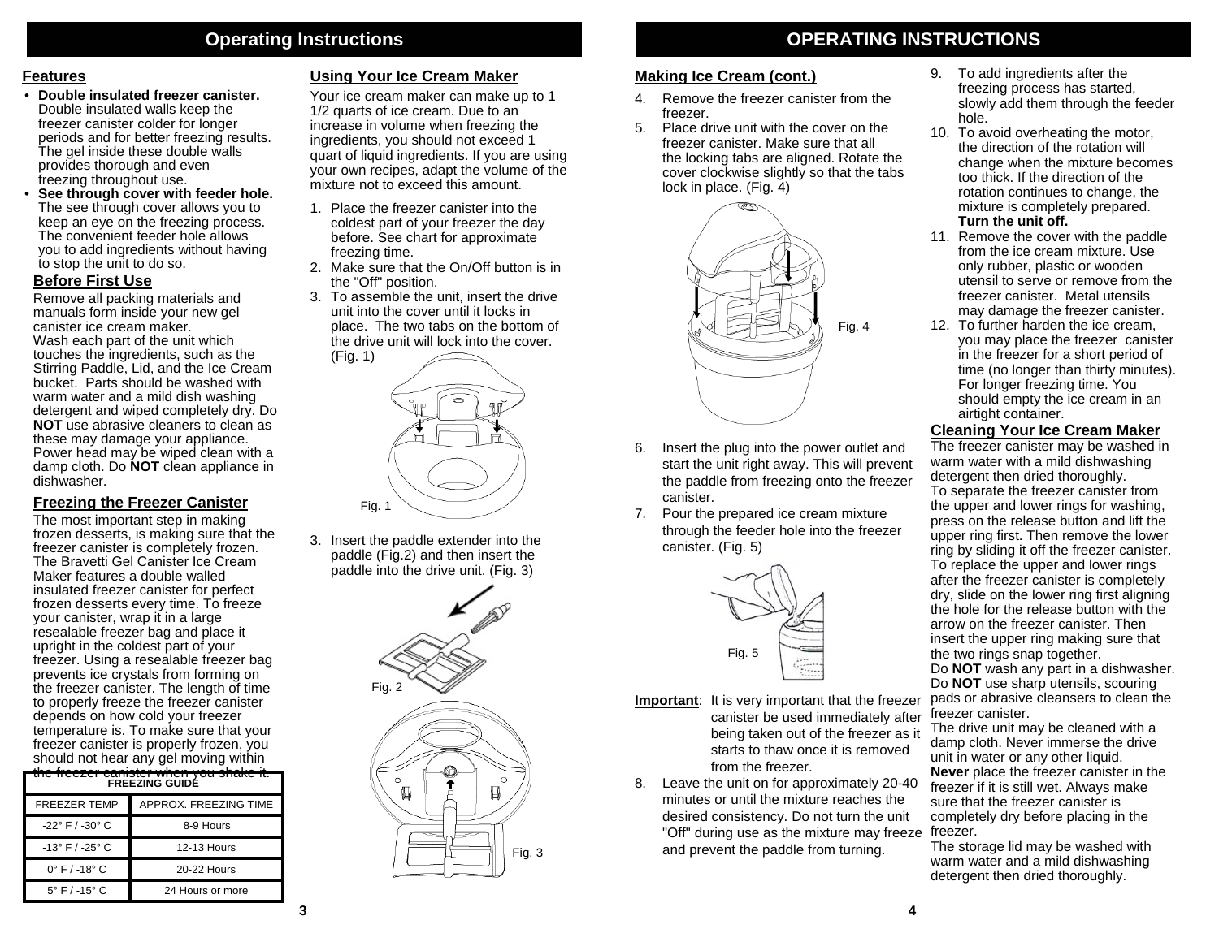## Operating Instructions

### Features

- **Double insulated freezer canister.** Double insulated walls keep the freezer canister colder for longer periods and for better freezing results. The gel inside these double walls provides thorough and even freezing throughout use.
- **See through cover with feeder hole.** The see through cover allows you to keep an eye on the freezing process. The convenient feeder hole allows you to add ingredients without having to stop the unit to do so.

### Before First Use

Remove all packing materials and manuals form inside your new gel canister ice cream maker.
Wash each part of the unit which touches the ingredients, such as the Stirring Paddle, Lid, and the Ice Cream bucket. Parts should be washed with warm water and a mild dish washing detergent and wiped completely dry. Do **NOT** use abrasive cleaners to clean as these may damage your appliance. Power head may be wiped clean with a damp cloth. Do **NOT** clean appliance in dishwasher.

### Freezing the Freezer Canister

The most important step in making frozen desserts, is making sure that the freezer canister is completely frozen. The Bravetti Gel Canister Ice Cream Maker features a double walled insulated freezer canister for perfect frozen desserts every time. To freeze your canister, wrap it in a large resealable freezer bag and place it upright in the coldest part of your freezer. Using a resealable freezer bag prevents ice crystals from forming on the freezer canister. The length of time to properly freeze the freezer canister depends on how cold your freezer temperature is. To make sure that your freezer canister is properly frozen, you should not hear any gel moving within the freezer canister when you shake it.

**FREEZING GUIDE**

| FREEZER TEMP | APPROX. FREEZING TIME |
|---|---|
| -22° F / -30° C | 8-9 Hours |
| -13° F / -25° C | 12-13 Hours |
| 0° F / -18° C | 20-22 Hours |
| 5° F / -15° C | 24 Hours or more |

### Using Your Ice Cream Maker

Your ice cream maker can make up to 1 1/2 quarts of ice cream. Due to an increase in volume when freezing the ingredients, you should not exceed 1 quart of liquid ingredients. If you are using your own recipes, adapt the volume of the mixture not to exceed this amount.

1. Place the freezer canister into the coldest part of your freezer the day before. See chart for approximate freezing time.
2. Make sure that the On/Off button is in the "Off" position.
3. To assemble the unit, insert the drive unit into the cover until it locks in place. The two tabs on the bottom of the drive unit will lock into the cover. (Fig. 1)

Fig. 1

3. Insert the paddle extender into the paddle (Fig.2) and then insert the paddle into the drive unit. (Fig. 3)

Fig. 2

Fig. 3

## OPERATING INSTRUCTIONS

### Making Ice Cream (cont.)

4. Remove the freezer canister from the freezer.
5. Place drive unit with the cover on the freezer canister. Make sure that all the locking tabs are aligned. Rotate the cover clockwise slightly so that the tabs lock in place. (Fig. 4)

Fig. 4

6. Insert the plug into the power outlet and start the unit right away. This will prevent the paddle from freezing onto the freezer canister.
7. Pour the prepared ice cream mixture through the feeder hole into the freezer canister. (Fig. 5)

Fig. 5

**Important**: It is very important that the freezer canister be used immediately after being taken out of the freezer as it starts to thaw once it is removed from the freezer.

8. Leave the unit on for approximately 20-40 minutes or until the mixture reaches the desired consistency. Do not turn the unit "Off" during use as the mixture may freeze and prevent the paddle from turning.
9. To add ingredients after the freezing process has started, slowly add them through the feeder hole.
10. To avoid overheating the motor, the direction of the rotation will change when the mixture becomes too thick. If the direction of the rotation continues to change, the mixture is completely prepared. **Turn the unit off.**
11. Remove the cover with the paddle from the ice cream mixture. Use only rubber, plastic or wooden utensil to serve or remove from the freezer canister. Metal utensils may damage the freezer canister.
12. To further harden the ice cream, you may place the freezer canister in the freezer for a short period of time (no longer than thirty minutes). For longer freezing time. You should empty the ice cream in an airtight container.

### Cleaning Your Ice Cream Maker

The freezer canister may be washed in warm water with a mild dishwashing detergent then dried thoroughly.
To separate the freezer canister from the upper and lower rings for washing, press on the release button and lift the upper ring first. Then remove the lower ring by sliding it off the freezer canister.
To replace the upper and lower rings after the freezer canister is completely dry, slide on the lower ring first aligning the hole for the release button with the arrow on the freezer canister. Then insert the upper ring making sure that the two rings snap together.
Do **NOT** wash any part in a dishwasher.
Do **NOT** use sharp utensils, scouring pads or abrasive cleansers to clean the freezer canister.
The drive unit may be cleaned with a damp cloth. Never immerse the drive unit in water or any other liquid.
**Never** place the freezer canister in the freezer if it is still wet. Always make sure that the freezer canister is completely dry before placing in the freezer.
The storage lid may be washed with warm water and a mild dishwashing detergent then dried thoroughly.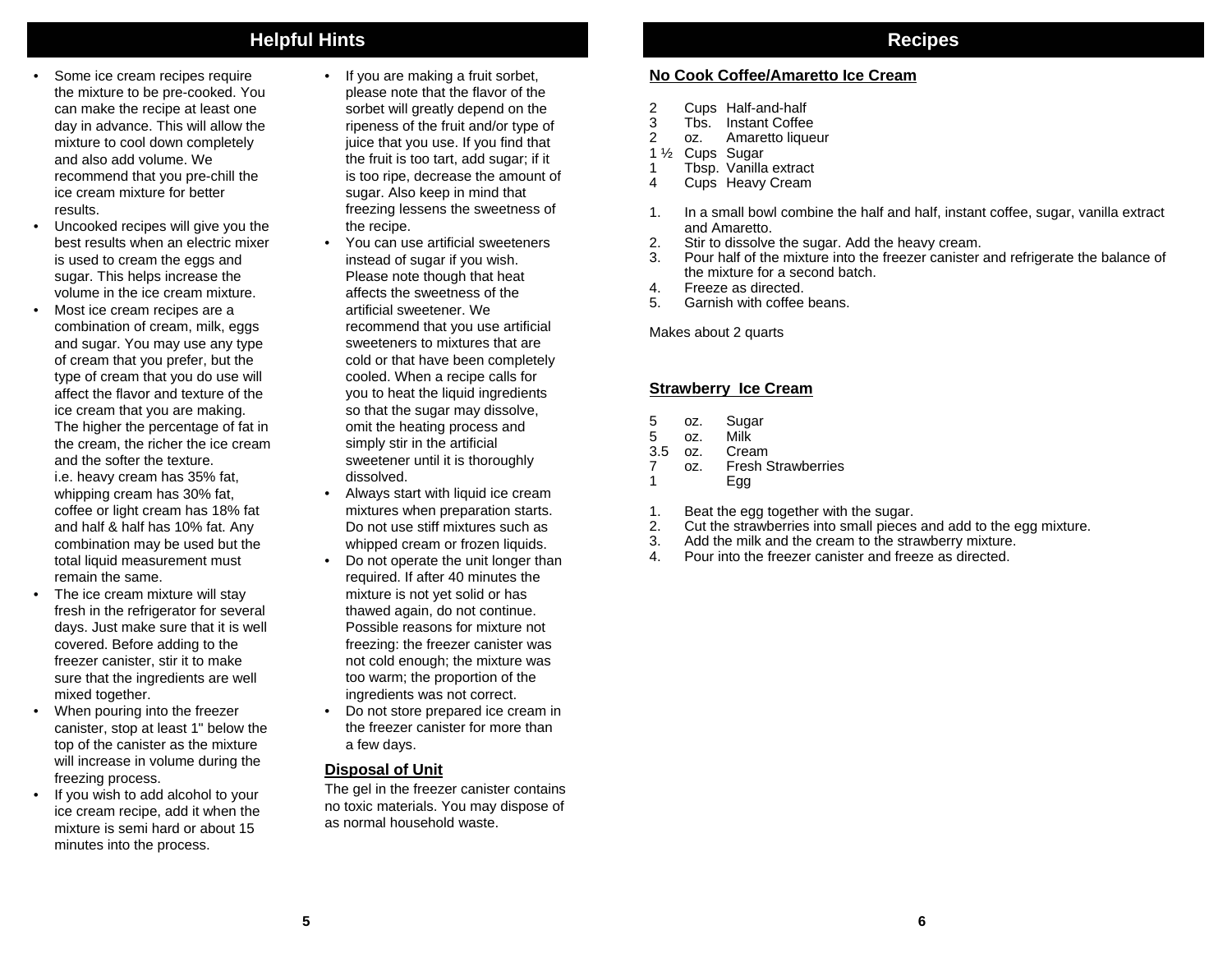## Helpful Hints

- Some ice cream recipes require the mixture to be pre-cooked. You can make the recipe at least one day in advance. This will allow the mixture to cool down completely and also add volume. We recommend that you pre-chill the ice cream mixture for better results.
- Uncooked recipes will give you the best results when an electric mixer is used to cream the eggs and sugar. This helps increase the volume in the ice cream mixture.
- Most ice cream recipes are a combination of cream, milk, eggs and sugar. You may use any type of cream that you prefer, but the type of cream that you do use will affect the flavor and texture of the ice cream that you are making. The higher the percentage of fat in the cream, the richer the ice cream and the softer the texture.
  i.e. heavy cream has 35% fat, whipping cream has 30% fat, coffee or light cream has 18% fat and half & half has 10% fat. Any combination may be used but the total liquid measurement must remain the same.
- The ice cream mixture will stay fresh in the refrigerator for several days. Just make sure that it is well covered. Before adding to the freezer canister, stir it to make sure that the ingredients are well mixed together.
- When pouring into the freezer canister, stop at least 1" below the top of the canister as the mixture will increase in volume during the freezing process.
- If you wish to add alcohol to your ice cream recipe, add it when the mixture is semi hard or about 15 minutes into the process.
- If you are making a fruit sorbet, please note that the flavor of the sorbet will greatly depend on the ripeness of the fruit and/or type of juice that you use. If you find that the fruit is too tart, add sugar; if it is too ripe, decrease the amount of sugar. Also keep in mind that freezing lessens the sweetness of the recipe.
- You can use artificial sweeteners instead of sugar if you wish. Please note though that heat affects the sweetness of the artificial sweetener. We recommend that you use artificial sweeteners to mixtures that are cold or that have been completely cooled. When a recipe calls for you to heat the liquid ingredients so that the sugar may dissolve, omit the heating process and simply stir in the artificial sweetener until it is thoroughly dissolved.
- Always start with liquid ice cream mixtures when preparation starts. Do not use stiff mixtures such as whipped cream or frozen liquids.
- Do not operate the unit longer than required. If after 40 minutes the mixture is not yet solid or has thawed again, do not continue. Possible reasons for mixture not freezing: the freezer canister was not cold enough; the mixture was too warm; the proportion of the ingredients was not correct.
- Do not store prepared ice cream in the freezer canister for more than a few days.

### Disposal of Unit

The gel in the freezer canister contains no toxic materials. You may dispose of as normal household waste.

## Recipes

### No Cook Coffee/Amaretto Ice Cream

- 2 Cups Half-and-half
- 3 Tbs. Instant Coffee
- 2 oz. Amaretto liqueur
- 1 ½ Cups Sugar
- 1 Tbsp. Vanilla extract
- 4 Cups Heavy Cream

1. In a small bowl combine the half and half, instant coffee, sugar, vanilla extract and Amaretto.
2. Stir to dissolve the sugar. Add the heavy cream.
3. Pour half of the mixture into the freezer canister and refrigerate the balance of the mixture for a second batch.
4. Freeze as directed.
5. Garnish with coffee beans.

Makes about 2 quarts

### Strawberry Ice Cream

- 5 oz. Sugar
- 5 oz. Milk
- 3.5 oz. Cream
- 7 oz. Fresh Strawberries
- 1 Egg

1. Beat the egg together with the sugar.
2. Cut the strawberries into small pieces and add to the egg mixture.
3. Add the milk and the cream to the strawberry mixture.
4. Pour into the freezer canister and freeze as directed.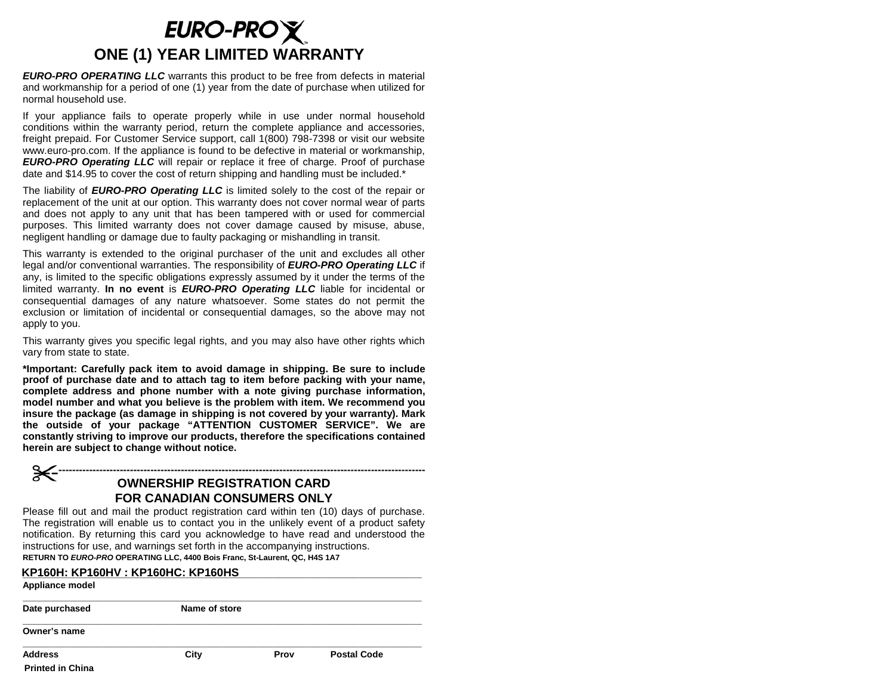# EURO-PRO

## ONE (1) YEAR LIMITED WARRANTY

***EURO-PRO OPERATING LLC*** warrants this product to be free from defects in material and workmanship for a period of one (1) year from the date of purchase when utilized for normal household use.

If your appliance fails to operate properly while in use under normal household conditions within the warranty period, return the complete appliance and accessories, freight prepaid. For Customer Service support, call 1(800) 798-7398 or visit our website www.euro-pro.com. If the appliance is found to be defective in material or workmanship, ***EURO-PRO Operating LLC*** will repair or replace it free of charge. Proof of purchase date and $14.95 to cover the cost of return shipping and handling must be included.*

The liability of ***EURO-PRO Operating LLC*** is limited solely to the cost of the repair or replacement of the unit at our option. This warranty does not cover normal wear of parts and does not apply to any unit that has been tampered with or used for commercial purposes. This limited warranty does not cover damage caused by misuse, abuse, negligent handling or damage due to faulty packaging or mishandling in transit.

This warranty is extended to the original purchaser of the unit and excludes all other legal and/or conventional warranties. The responsibility of ***EURO-PRO Operating LLC*** if any, is limited to the specific obligations expressly assumed by it under the terms of the limited warranty. **In no event** is ***EURO-PRO Operating LLC*** liable for incidental or consequential damages of any nature whatsoever. Some states do not permit the exclusion or limitation of incidental or consequential damages, so the above may not apply to you.

This warranty gives you specific legal rights, and you may also have other rights which vary from state to state.

**\*Important: Carefully pack item to avoid damage in shipping. Be sure to include proof of purchase date and to attach tag to item before packing with your name, complete address and phone number with a note giving purchase information, model number and what you believe is the problem with item. We recommend you insure the package (as damage in shipping is not covered by your warranty). Mark the outside of your package "ATTENTION CUSTOMER SERVICE". We are constantly striving to improve our products, therefore the specifications contained herein are subject to change without notice.**

---

## OWNERSHIP REGISTRATION CARD
## FOR CANADIAN CONSUMERS ONLY

Please fill out and mail the product registration card within ten (10) days of purchase. The registration will enable us to contact you in the unlikely event of a product safety notification. By returning this card you acknowledge to have read and understood the instructions for use, and warnings set forth in the accompanying instructions.

**RETURN TO *EURO-PRO* OPERATING LLC, 4400 Bois Franc, St-Laurent, QC, H4S 1A7**

**KP160H: KP160HV : KP160HC: KP160HS**
**Appliance model**

______________________________________
**Date purchased** **Name of store**

______________________________________
**Owner's name**

______________________________________
**Address** **City** **Prov** **Postal Code**

**Printed in China**